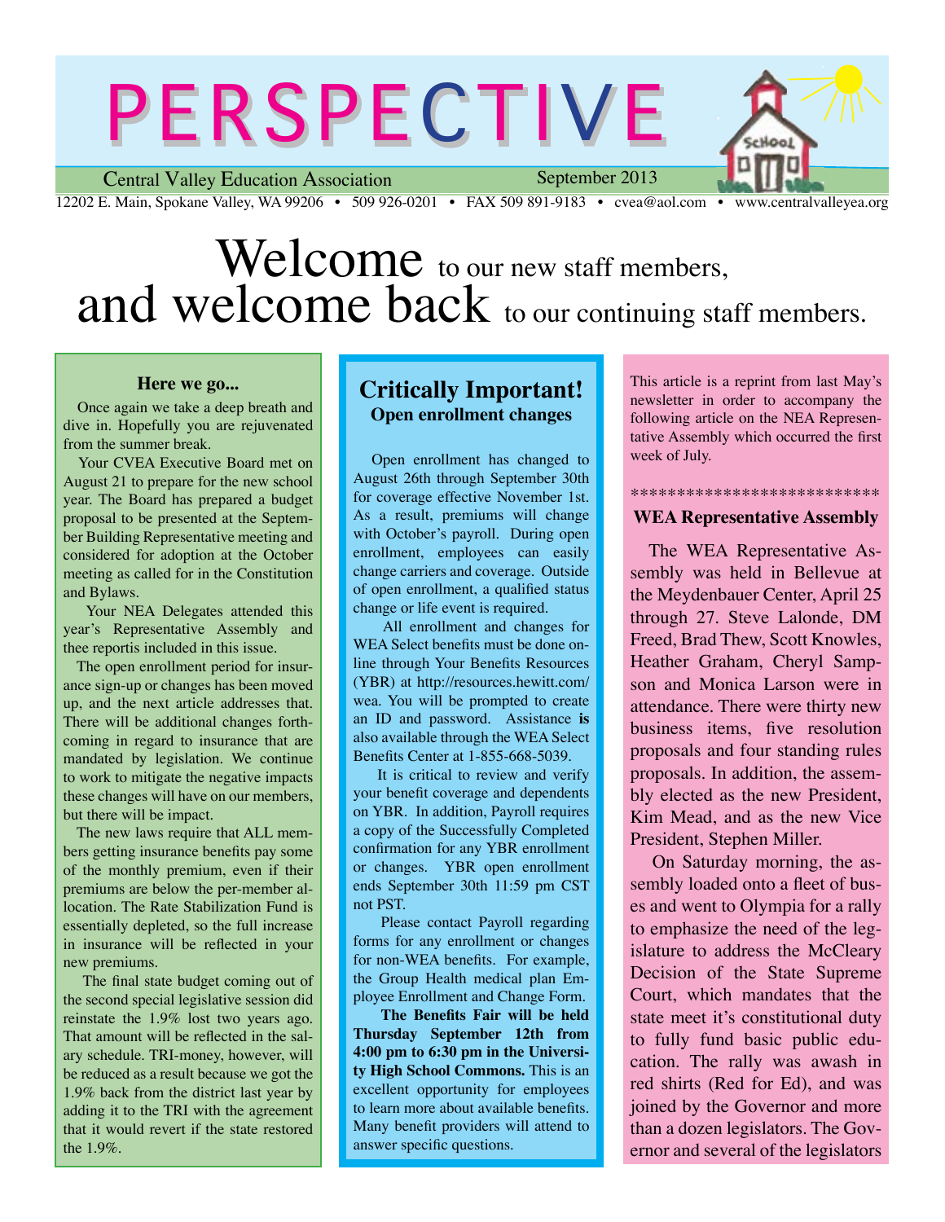# PERSPECTIVE

Central Valley Education Association — September 2013

12202 E. Main, Spokane Valley, WA 99206 • 509 926-0201 • FAX 509 891-9183 • cvea@aol.com • www.centralvalleyea.org

# Welcome to our new staff members, and welcome back to our continuing staff members.

### Here we go...

Once again we take a deep breath and dive in. Hopefully you are rejuvenated from the summer break.

Your CVEA Executive Board met on August 21 to prepare for the new school year. The Board has prepared a budget proposal to be presented at the September Building Representative meeting and considered for adoption at the October meeting as called for in the Constitution and Bylaws.

Your NEA Delegates attended this year's Representative Assembly and thee reportis included in this issue.

The open enrollment period for insurance sign-up or changes has been moved up, and the next article addresses that. There will be additional changes forthcoming in regard to insurance that are mandated by legislation. We continue to work to mitigate the negative impacts these changes will have on our members, but there will be impact.

The new laws require that ALL members getting insurance benefits pay some of the monthly premium, even if their premiums are below the per-member allocation. The Rate Stabilization Fund is essentially depleted, so the full increase in insurance will be reflected in your new premiums.

The final state budget coming out of the second special legislative session did reinstate the 1.9% lost two years ago. That amount will be reflected in the salary schedule. TRI-money, however, will be reduced as a result because we got the 1.9% back from the district last year by adding it to the TRI with the agreement that it would revert if the state restored the 1.9%.

## Critically Important!
### Open enrollment changes

Open enrollment has changed to August 26th through September 30th for coverage effective November 1st. As a result, premiums will change with October's payroll. During open enrollment, employees can easily change carriers and coverage. Outside of open enrollment, a qualified status change or life event is required.

All enrollment and changes for WEA Select benefits must be done online through Your Benefits Resources (YBR) at http://resources.hewitt.com/wea. You will be prompted to create an ID and password. Assistance **is** also available through the WEA Select Benefits Center at 1-855-668-5039.

It is critical to review and verify your benefit coverage and dependents on YBR. In addition, Payroll requires a copy of the Successfully Completed confirmation for any YBR enrollment or changes. YBR open enrollment ends September 30th 11:59 pm CST not PST.

Please contact Payroll regarding forms for any enrollment or changes for non-WEA benefits. For example, the Group Health medical plan Employee Enrollment and Change Form.

**The Benefits Fair will be held Thursday September 12th from 4:00 pm to 6:30 pm in the University High School Commons.** This is an excellent opportunity for employees to learn more about available benefits. Many benefit providers will attend to answer specific questions.

This article is a reprint from last May's newsletter in order to accompany the following article on the NEA Representative Assembly which occurred the first week of July.

\*\*\*\*\*\*\*\*\*\*\*\*\*\*\*\*\*\*\*\*\*\*\*\*\*\*\*\*

### WEA Representative Assembly

The WEA Representative Assembly was held in Bellevue at the Meydenbauer Center, April 25 through 27. Steve Lalonde, DM Freed, Brad Thew, Scott Knowles, Heather Graham, Cheryl Sampson and Monica Larson were in attendance. There were thirty new business items, five resolution proposals and four standing rules proposals. In addition, the assembly elected as the new President, Kim Mead, and as the new Vice President, Stephen Miller.

On Saturday morning, the assembly loaded onto a fleet of buses and went to Olympia for a rally to emphasize the need of the legislature to address the McCleary Decision of the State Supreme Court, which mandates that the state meet it's constitutional duty to fully fund basic public education. The rally was awash in red shirts (Red for Ed), and was joined by the Governor and more than a dozen legislators. The Governor and several of the legislators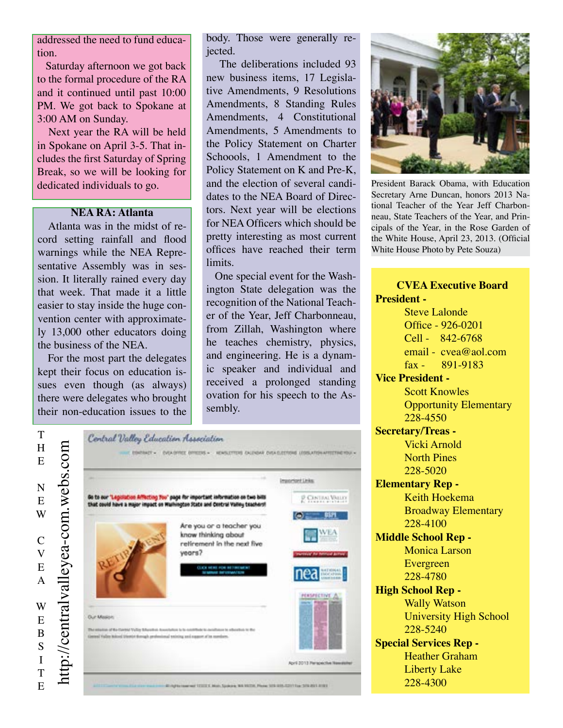addressed the need to fund education.

Saturday afternoon we got back to the formal procedure of the RA and it continued until past 10:00 PM. We got back to Spokane at 3:00 AM on Sunday.

Next year the RA will be held in Spokane on April 3-5. That includes the first Saturday of Spring Break, so we will be looking for dedicated individuals to go.

### NEA RA: Atlanta

Atlanta was in the midst of record setting rainfall and flood warnings while the NEA Representative Assembly was in session. It literally rained every day that week. That made it a little easier to stay inside the huge convention center with approximately 13,000 other educators doing the business of the NEA.

For the most part the delegates kept their focus on education issues even though (as always) there were delegates who brought their non-education issues to the body. Those were generally rejected.

The deliberations included 93 new business items, 17 Legislative Amendments, 9 Resolutions Amendments, 8 Standing Rules Amendments, 4 Constitutional Amendments, 5 Amendments to the Policy Statement on Charter Schools, 1 Amendment to the Policy Statement on K and Pre-K, and the election of several candidates to the NEA Board of Directors. Next year will be elections for NEA Officers which should be pretty interesting as most current offices have reached their term limits.

One special event for the Washington State delegation was the recognition of the National Teacher of the Year, Jeff Charbonneau, from Zillah, Washington where he teaches chemistry, physics, and engineering. He is a dynamic speaker and individual and received a prolonged standing ovation for his speech to the Assembly.

President Barack Obama, with Education Secretary Arne Duncan, honors 2013 National Teacher of the Year Jeff Charbonneau, State Teachers of the Year, and Principals of the Year, in the Rose Garden of the White House, April 23, 2013. (Official White House Photo by Pete Souza)

THE NEW CVEA WEBSITE

http://centralvalleyea-com.webs.com

### CVEA Executive Board

**President -**
Steve Lalonde
Office - 926-0201
Cell - 842-6768
email - cvea@aol.com
fax - 891-9183

**Vice President -**
Scott Knowles
Opportunity Elementary
228-4550

**Secretary/Treas -**
Vicki Arnold
North Pines
228-5020

**Elementary Rep -**
Keith Hoekema
Broadway Elementary
228-4100

**Middle School Rep -**
Monica Larson
Evergreen
228-4780

**High School Rep -**
Wally Watson
University High School
228-5240

**Special Services Rep -**
Heather Graham
Liberty Lake
228-4300